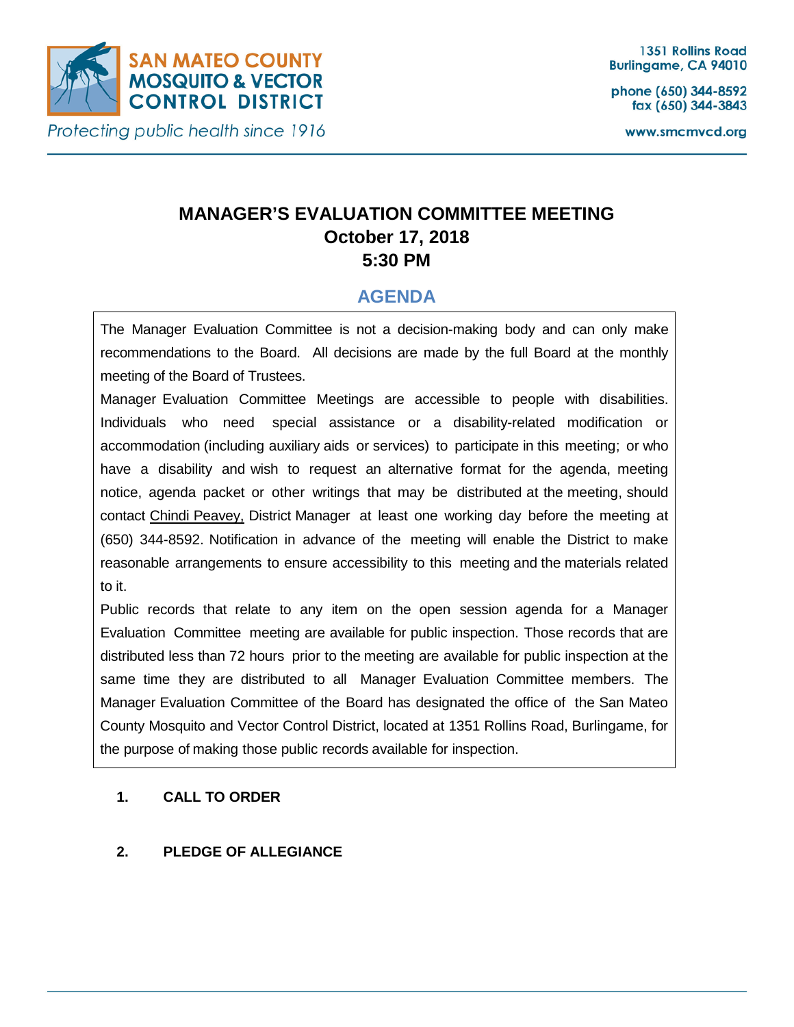**SAN MATEO COUNTY MOSQUITO & VECTOR CONTROL DISTRICT**

*Protecting public health since 1916*

1351 Rollins Road
Burlingame, CA 94010

phone (650) 344-8592
fax (650) 344-3843

www.smcmvcd.org

# MANAGER'S EVALUATION COMMITTEE MEETING
## October 17, 2018
## 5:30 PM

## AGENDA

The Manager Evaluation Committee is not a decision-making body and can only make recommendations to the Board. All decisions are made by the full Board at the monthly meeting of the Board of Trustees.

Manager Evaluation Committee Meetings are accessible to people with disabilities. Individuals who need special assistance or a disability-related modification or accommodation (including auxiliary aids or services) to participate in this meeting; or who have a disability and wish to request an alternative format for the agenda, meeting notice, agenda packet or other writings that may be distributed at the meeting, should contact Chindi Peavey, District Manager at least one working day before the meeting at (650) 344-8592. Notification in advance of the meeting will enable the District to make reasonable arrangements to ensure accessibility to this meeting and the materials related to it.

Public records that relate to any item on the open session agenda for a Manager Evaluation Committee meeting are available for public inspection. Those records that are distributed less than 72 hours prior to the meeting are available for public inspection at the same time they are distributed to all Manager Evaluation Committee members. The Manager Evaluation Committee of the Board has designated the office of the San Mateo County Mosquito and Vector Control District, located at 1351 Rollins Road, Burlingame, for the purpose of making those public records available for inspection.

1. **CALL TO ORDER**

2. **PLEDGE OF ALLEGIANCE**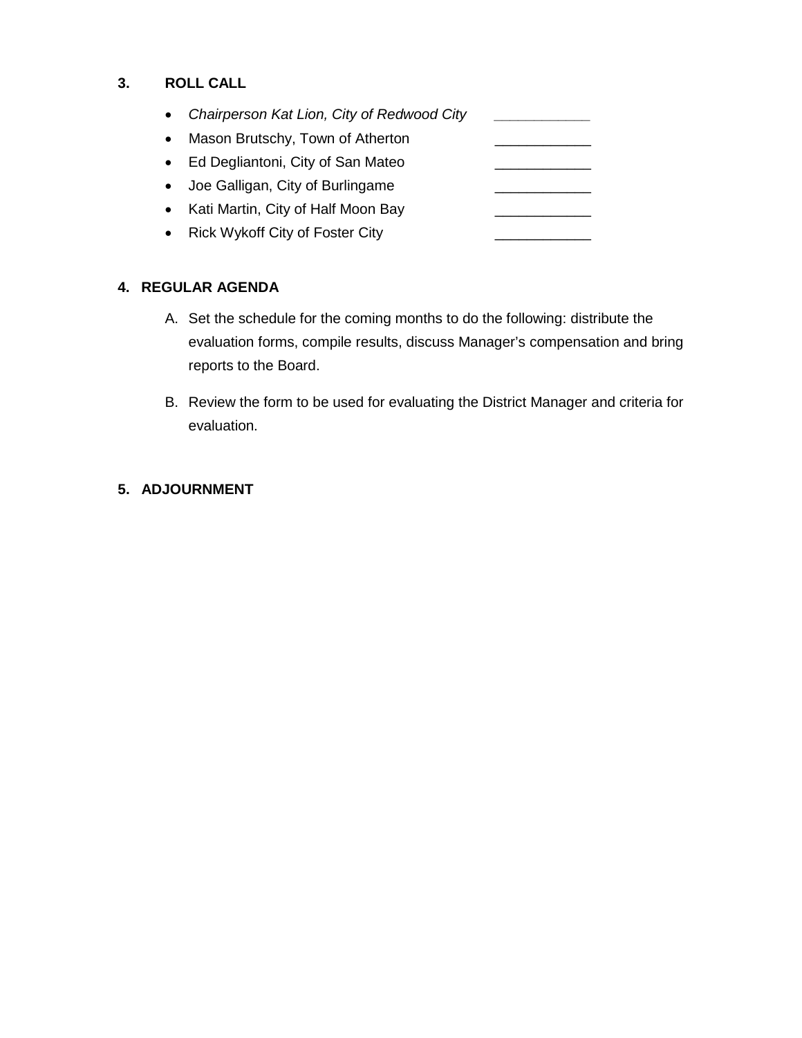## 3. ROLL CALL

- *Chairperson Kat Lion, City of Redwood City* ____________
- Mason Brutschy, Town of Atherton ____________
- Ed Degliantoni, City of San Mateo ____________
- Joe Galligan, City of Burlingame ____________
- Kati Martin, City of Half Moon Bay ____________
- Rick Wykoff City of Foster City ____________

## 4. REGULAR AGENDA

A. Set the schedule for the coming months to do the following: distribute the evaluation forms, compile results, discuss Manager's compensation and bring reports to the Board.

B. Review the form to be used for evaluating the District Manager and criteria for evaluation.

## 5. ADJOURNMENT